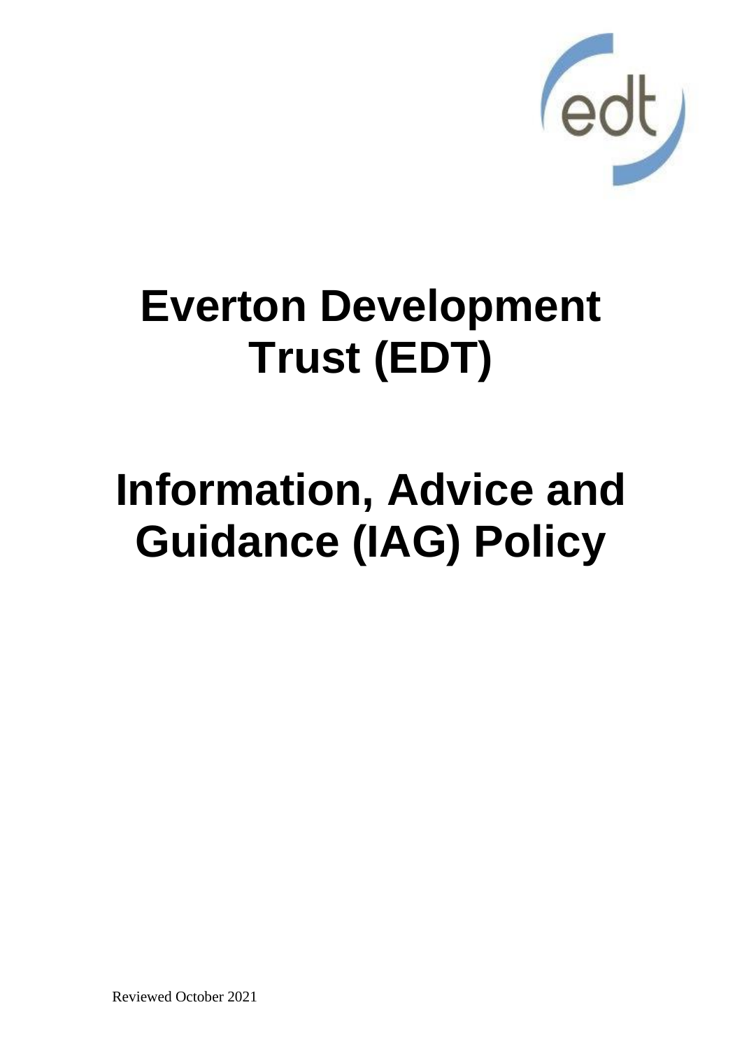# Everton Development Trust (EDT)

# Information, Advice and Guidance (IAG) Policy

Reviewed October 2021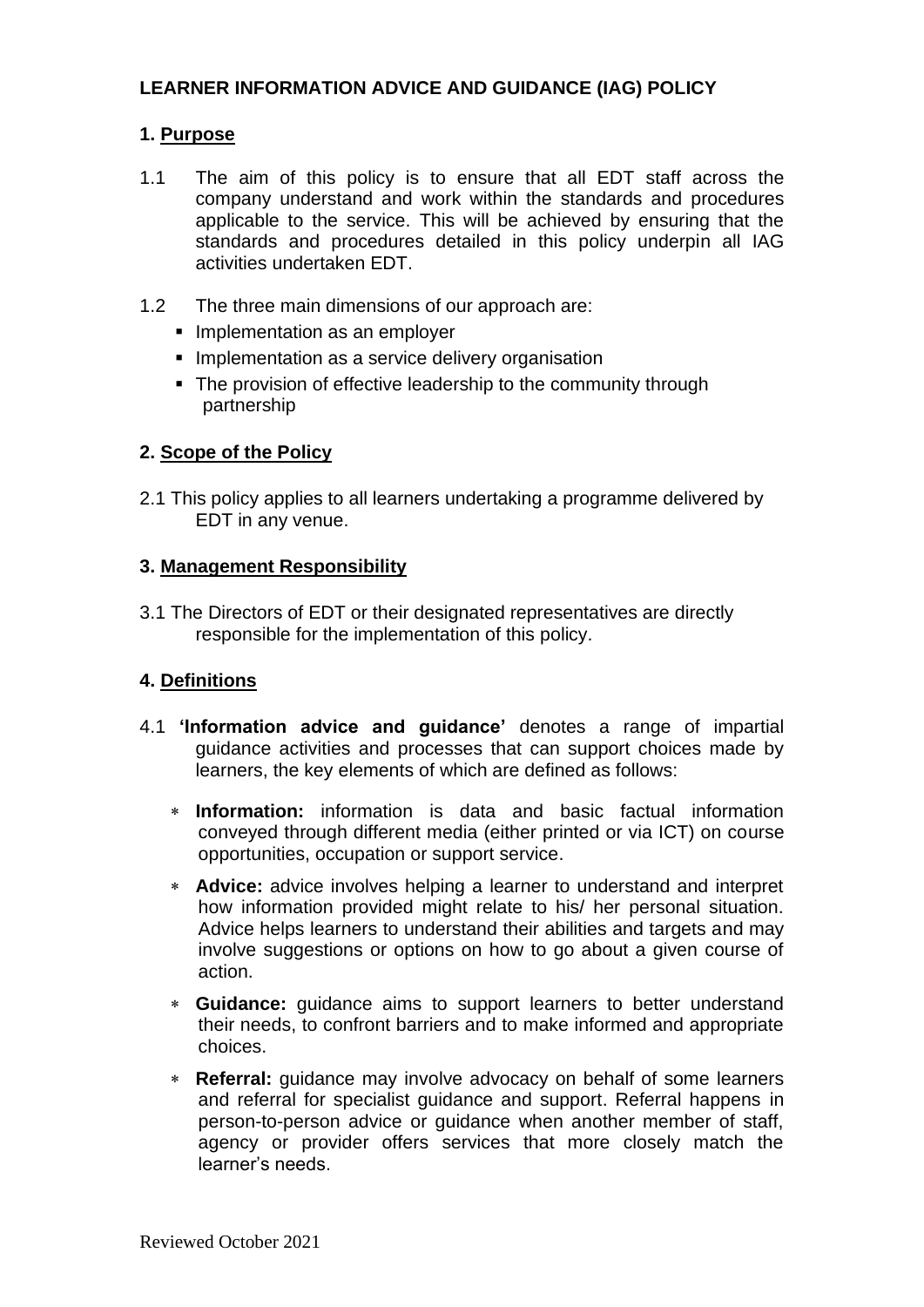## LEARNER INFORMATION ADVICE AND GUIDANCE (IAG) POLICY

### 1. Purpose

1.1 The aim of this policy is to ensure that all EDT staff across the company understand and work within the standards and procedures applicable to the service. This will be achieved by ensuring that the standards and procedures detailed in this policy underpin all IAG activities undertaken EDT.

1.2 The three main dimensions of our approach are:

- Implementation as an employer
- Implementation as a service delivery organisation
- The provision of effective leadership to the community through partnership

### 2. Scope of the Policy

2.1 This policy applies to all learners undertaking a programme delivered by EDT in any venue.

### 3. Management Responsibility

3.1 The Directors of EDT or their designated representatives are directly responsible for the implementation of this policy.

### 4. Definitions

4.1 **'Information advice and guidance'** denotes a range of impartial guidance activities and processes that can support choices made by learners, the key elements of which are defined as follows:

- **Information:** information is data and basic factual information conveyed through different media (either printed or via ICT) on course opportunities, occupation or support service.
- **Advice:** advice involves helping a learner to understand and interpret how information provided might relate to his/ her personal situation. Advice helps learners to understand their abilities and targets and may involve suggestions or options on how to go about a given course of action.
- **Guidance:** guidance aims to support learners to better understand their needs, to confront barriers and to make informed and appropriate choices.
- **Referral:** guidance may involve advocacy on behalf of some learners and referral for specialist guidance and support. Referral happens in person-to-person advice or guidance when another member of staff, agency or provider offers services that more closely match the learner's needs.

Reviewed October 2021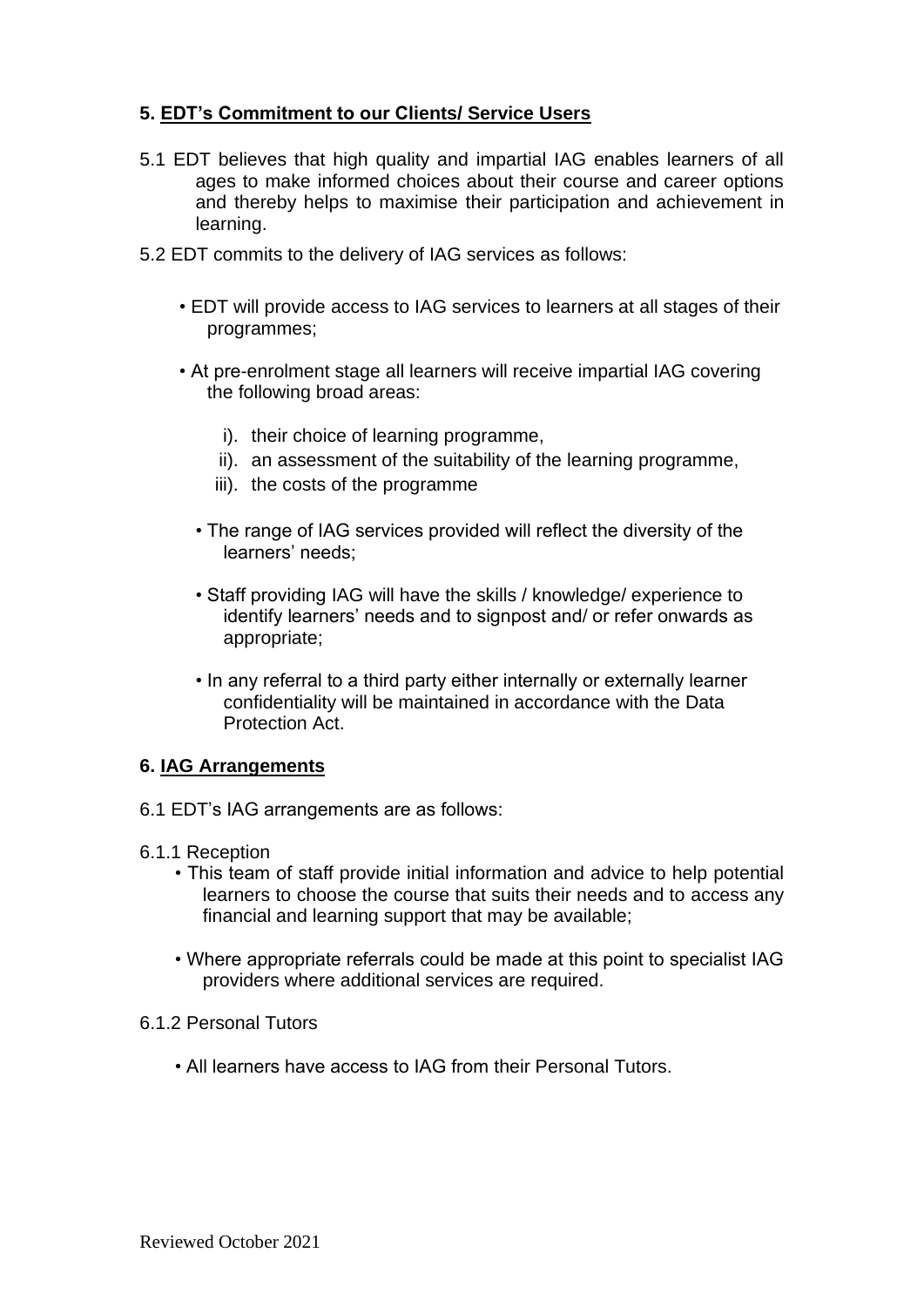## 5. EDT's Commitment to our Clients/ Service Users

5.1 EDT believes that high quality and impartial IAG enables learners of all ages to make informed choices about their course and career options and thereby helps to maximise their participation and achievement in learning.

5.2 EDT commits to the delivery of IAG services as follows:

- EDT will provide access to IAG services to learners at all stages of their programmes;
- At pre-enrolment stage all learners will receive impartial IAG covering the following broad areas:
  - i). their choice of learning programme,
  - ii). an assessment of the suitability of the learning programme,
  - iii). the costs of the programme
- The range of IAG services provided will reflect the diversity of the learners' needs;
- Staff providing IAG will have the skills / knowledge/ experience to identify learners' needs and to signpost and/ or refer onwards as appropriate;
- In any referral to a third party either internally or externally learner confidentiality will be maintained in accordance with the Data Protection Act.

## 6. IAG Arrangements

6.1 EDT's IAG arrangements are as follows:

6.1.1 Reception

- This team of staff provide initial information and advice to help potential learners to choose the course that suits their needs and to access any financial and learning support that may be available;
- Where appropriate referrals could be made at this point to specialist IAG providers where additional services are required.

6.1.2 Personal Tutors

- All learners have access to IAG from their Personal Tutors.

Reviewed October 2021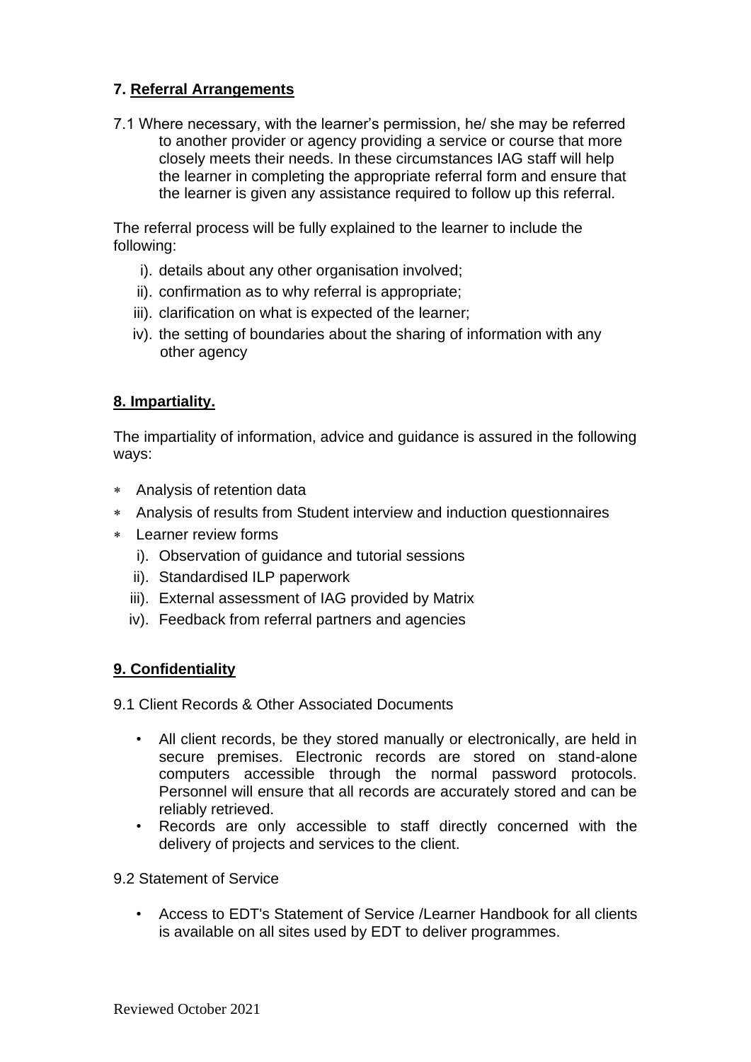## 7. Referral Arrangements

7.1 Where necessary, with the learner's permission, he/ she may be referred to another provider or agency providing a service or course that more closely meets their needs. In these circumstances IAG staff will help the learner in completing the appropriate referral form and ensure that the learner is given any assistance required to follow up this referral.

The referral process will be fully explained to the learner to include the following:

i). details about any other organisation involved;
ii). confirmation as to why referral is appropriate;
iii). clarification on what is expected of the learner;
iv). the setting of boundaries about the sharing of information with any other agency

## 8. Impartiality.

The impartiality of information, advice and guidance is assured in the following ways:

- Analysis of retention data
- Analysis of results from Student interview and induction questionnaires
- Learner review forms

i). Observation of guidance and tutorial sessions
ii). Standardised ILP paperwork
iii). External assessment of IAG provided by Matrix
iv). Feedback from referral partners and agencies

## 9. Confidentiality

9.1 Client Records & Other Associated Documents

- All client records, be they stored manually or electronically, are held in secure premises. Electronic records are stored on stand-alone computers accessible through the normal password protocols. Personnel will ensure that all records are accurately stored and can be reliably retrieved.
- Records are only accessible to staff directly concerned with the delivery of projects and services to the client.

9.2 Statement of Service

- Access to EDT's Statement of Service /Learner Handbook for all clients is available on all sites used by EDT to deliver programmes.

Reviewed October 2021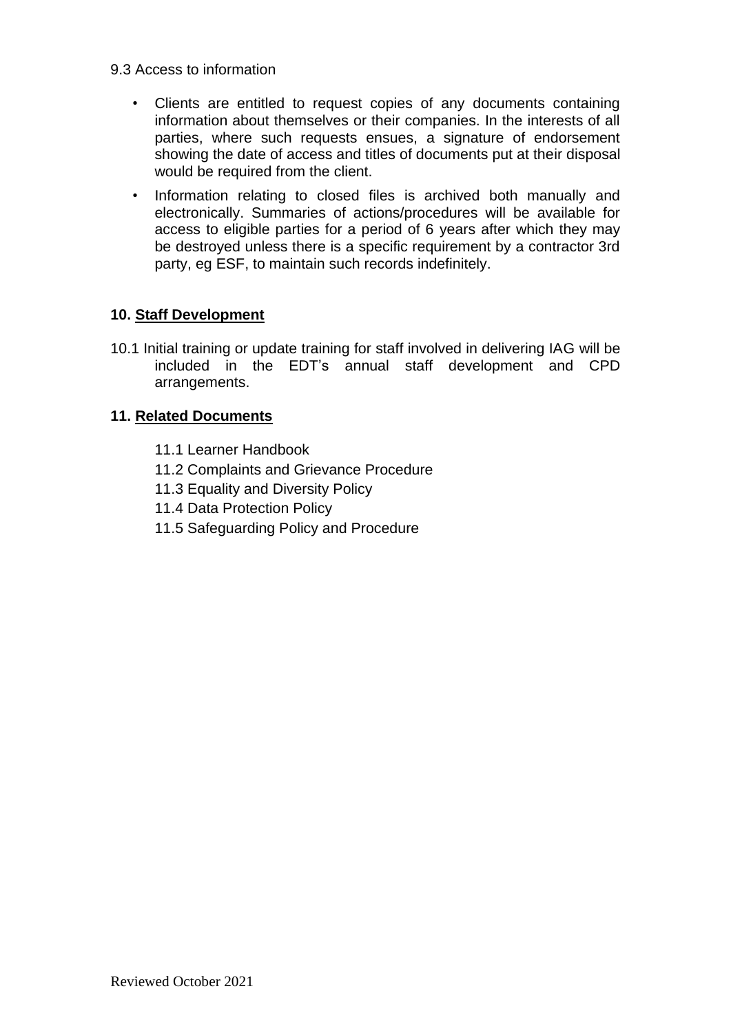9.3 Access to information

- Clients are entitled to request copies of any documents containing information about themselves or their companies. In the interests of all parties, where such requests ensues, a signature of endorsement showing the date of access and titles of documents put at their disposal would be required from the client.
- Information relating to closed files is archived both manually and electronically. Summaries of actions/procedures will be available for access to eligible parties for a period of 6 years after which they may be destroyed unless there is a specific requirement by a contractor 3rd party, eg ESF, to maintain such records indefinitely.

## 10. Staff Development

10.1 Initial training or update training for staff involved in delivering IAG will be included in the EDT's annual staff development and CPD arrangements.

## 11. Related Documents

11.1 Learner Handbook
11.2 Complaints and Grievance Procedure
11.3 Equality and Diversity Policy
11.4 Data Protection Policy
11.5 Safeguarding Policy and Procedure

Reviewed October 2021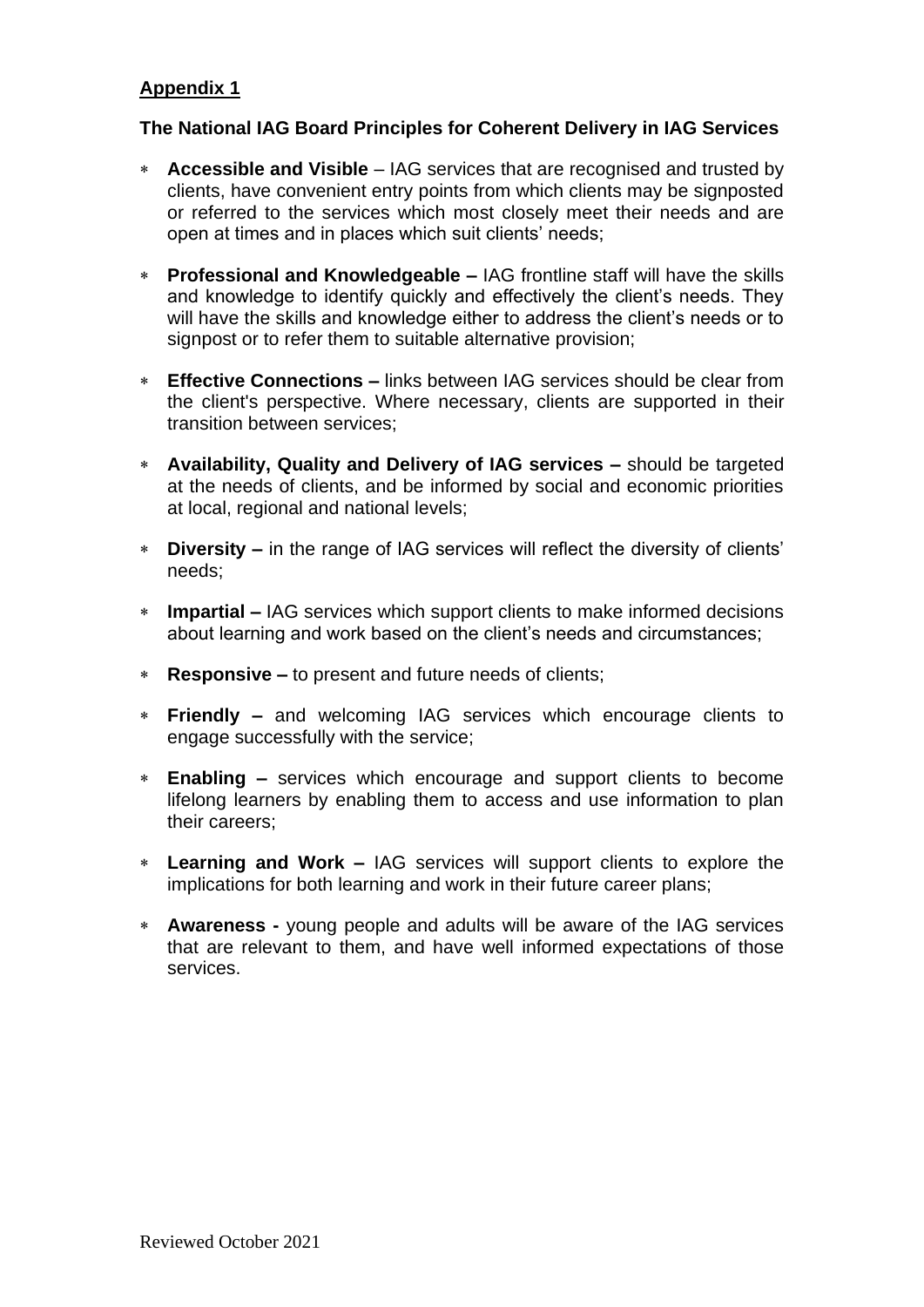**Appendix 1**

**The National IAG Board Principles for Coherent Delivery in IAG Services**

- **Accessible and Visible** – IAG services that are recognised and trusted by clients, have convenient entry points from which clients may be signposted or referred to the services which most closely meet their needs and are open at times and in places which suit clients' needs;
- **Professional and Knowledgeable –** IAG frontline staff will have the skills and knowledge to identify quickly and effectively the client's needs. They will have the skills and knowledge either to address the client's needs or to signpost or to refer them to suitable alternative provision;
- **Effective Connections –** links between IAG services should be clear from the client's perspective. Where necessary, clients are supported in their transition between services;
- **Availability, Quality and Delivery of IAG services –** should be targeted at the needs of clients, and be informed by social and economic priorities at local, regional and national levels;
- **Diversity –** in the range of IAG services will reflect the diversity of clients' needs;
- **Impartial –** IAG services which support clients to make informed decisions about learning and work based on the client's needs and circumstances;
- **Responsive –** to present and future needs of clients;
- **Friendly –** and welcoming IAG services which encourage clients to engage successfully with the service;
- **Enabling –** services which encourage and support clients to become lifelong learners by enabling them to access and use information to plan their careers;
- **Learning and Work –** IAG services will support clients to explore the implications for both learning and work in their future career plans;
- **Awareness -** young people and adults will be aware of the IAG services that are relevant to them, and have well informed expectations of those services.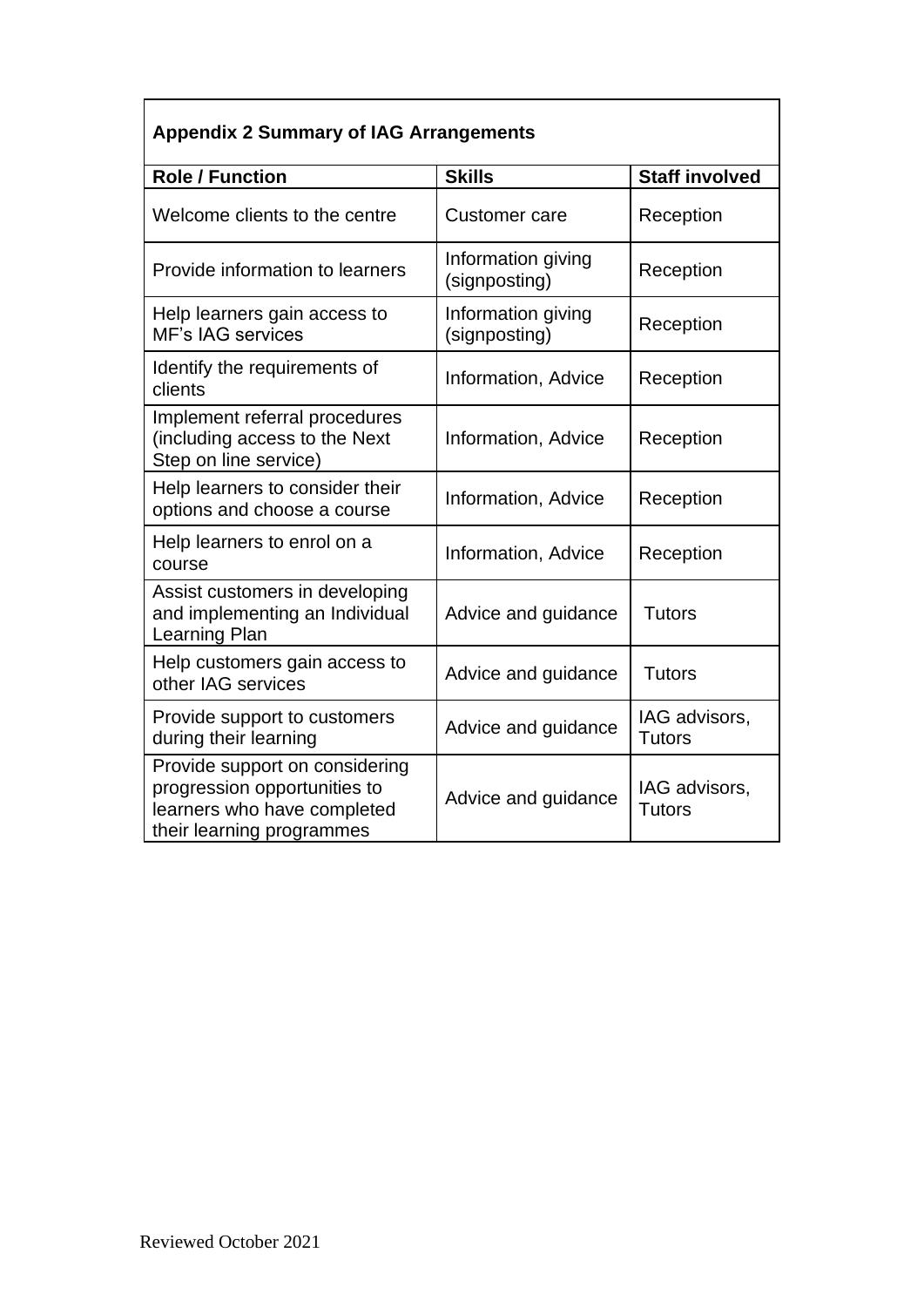| Appendix 2 Summary of IAG Arrangements | | |
|---|---|---|
| **Role / Function** | **Skills** | **Staff involved** |
| Welcome clients to the centre | Customer care | Reception |
| Provide information to learners | Information giving (signposting) | Reception |
| Help learners gain access to MF's IAG services | Information giving (signposting) | Reception |
| Identify the requirements of clients | Information, Advice | Reception |
| Implement referral procedures (including access to the Next Step on line service) | Information, Advice | Reception |
| Help learners to consider their options and choose a course | Information, Advice | Reception |
| Help learners to enrol on a course | Information, Advice | Reception |
| Assist customers in developing and implementing an Individual Learning Plan | Advice and guidance | Tutors |
| Help customers gain access to other IAG services | Advice and guidance | Tutors |
| Provide support to customers during their learning | Advice and guidance | IAG advisors, Tutors |
| Provide support on considering progression opportunities to learners who have completed their learning programmes | Advice and guidance | IAG advisors, Tutors |

Reviewed October 2021